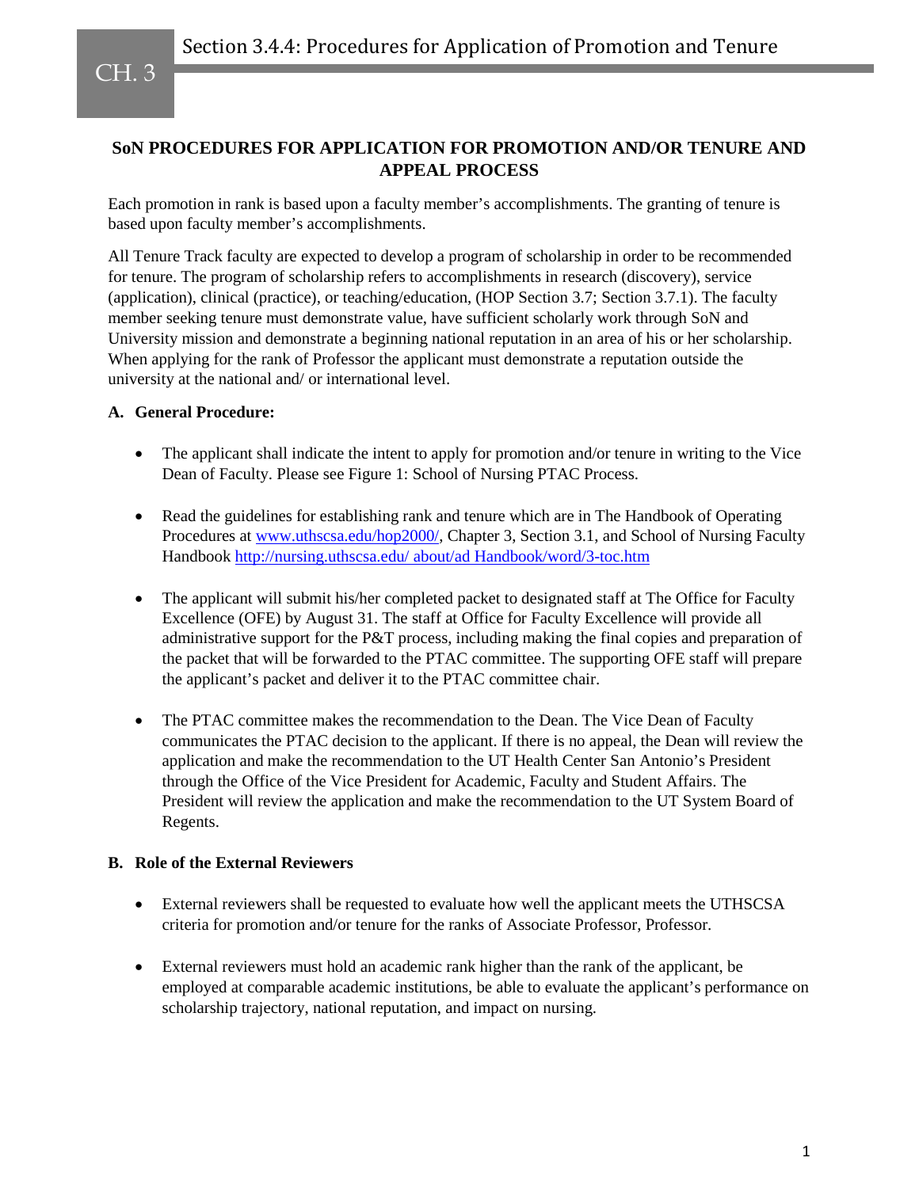# SoN PROCEDURES FOR APPLICATION FOR PROMOTION AND/OR TENURE AND APPEAL PROCESS

Each promotion in rank is based upon a faculty member's accomplishments. The granting of tenure is based upon faculty member's accomplishments.

All Tenure Track faculty are expected to develop a program of scholarship in order to be recommended for tenure. The program of scholarship refers to accomplishments in research (discovery), service (application), clinical (practice), or teaching/education, (HOP Section 3.7; Section 3.7.1). The faculty member seeking tenure must demonstrate value, have sufficient scholarly work through SoN and University mission and demonstrate a beginning national reputation in an area of his or her scholarship. When applying for the rank of Professor the applicant must demonstrate a reputation outside the university at the national and/ or international level.

## A. General Procedure:

- The applicant shall indicate the intent to apply for promotion and/or tenure in writing to the Vice Dean of Faculty. Please see Figure 1: School of Nursing PTAC Process.
- Read the guidelines for establishing rank and tenure which are in The Handbook of Operating Procedures at www.uthscsa.edu/hop2000/, Chapter 3, Section 3.1, and School of Nursing Faculty Handbook http://nursing.uthscsa.edu/ about/ad Handbook/word/3-toc.htm
- The applicant will submit his/her completed packet to designated staff at The Office for Faculty Excellence (OFE) by August 31. The staff at Office for Faculty Excellence will provide all administrative support for the P&T process, including making the final copies and preparation of the packet that will be forwarded to the PTAC committee. The supporting OFE staff will prepare the applicant's packet and deliver it to the PTAC committee chair.
- The PTAC committee makes the recommendation to the Dean. The Vice Dean of Faculty communicates the PTAC decision to the applicant. If there is no appeal, the Dean will review the application and make the recommendation to the UT Health Center San Antonio's President through the Office of the Vice President for Academic, Faculty and Student Affairs. The President will review the application and make the recommendation to the UT System Board of Regents.

## B. Role of the External Reviewers

- External reviewers shall be requested to evaluate how well the applicant meets the UTHSCSA criteria for promotion and/or tenure for the ranks of Associate Professor, Professor.
- External reviewers must hold an academic rank higher than the rank of the applicant, be employed at comparable academic institutions, be able to evaluate the applicant's performance on scholarship trajectory, national reputation, and impact on nursing.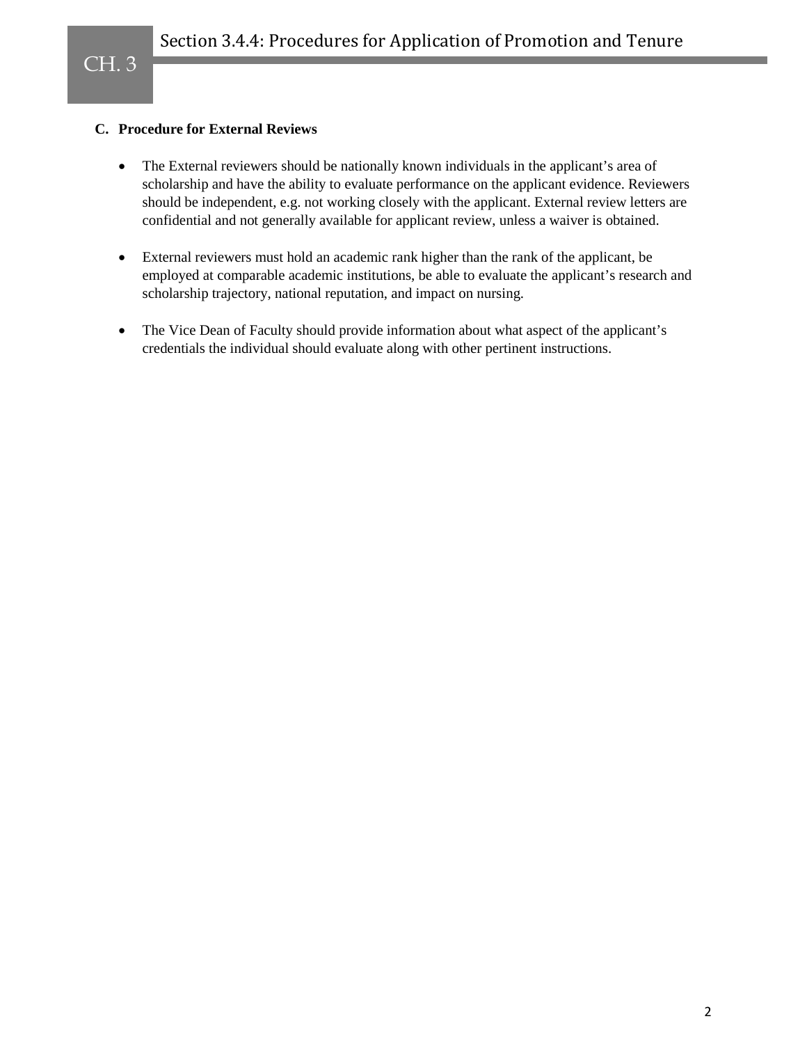**C. Procedure for External Reviews**

- The External reviewers should be nationally known individuals in the applicant's area of scholarship and have the ability to evaluate performance on the applicant evidence. Reviewers should be independent, e.g. not working closely with the applicant. External review letters are confidential and not generally available for applicant review, unless a waiver is obtained.

- External reviewers must hold an academic rank higher than the rank of the applicant, be employed at comparable academic institutions, be able to evaluate the applicant's research and scholarship trajectory, national reputation, and impact on nursing.

- The Vice Dean of Faculty should provide information about what aspect of the applicant's credentials the individual should evaluate along with other pertinent instructions.